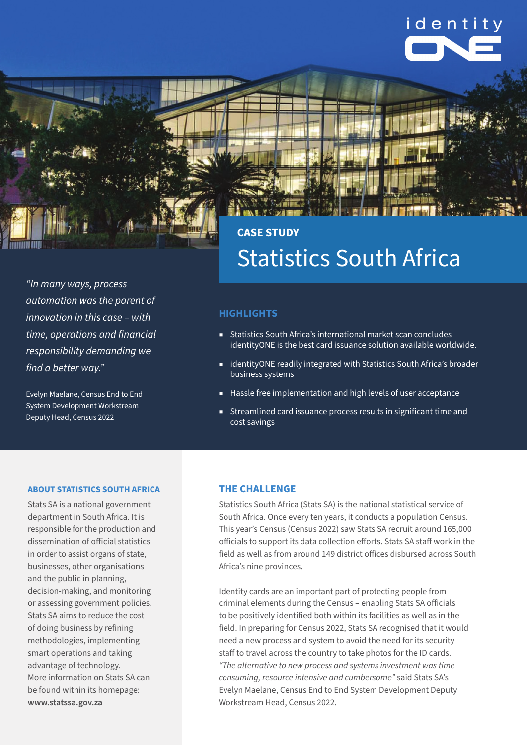identity ONE

## CASE STUDY

# Statistics South Africa

*"In many ways, process automation was the parent of innovation in this case – with time, operations and financial responsibility demanding we find a better way."*

Evelyn Maelane, Census End to End System Development Workstream Deputy Head, Census 2022

### HIGHLIGHTS

- Statistics South Africa's international market scan concludes identityONE is the best card issuance solution available worldwide.
- identityONE readily integrated with Statistics South Africa's broader business systems
- Hassle free implementation and high levels of user acceptance
- Streamlined card issuance process results in significant time and cost savings

### ABOUT STATISTICS SOUTH AFRICA

Stats SA is a national government department in South Africa. It is responsible for the production and dissemination of official statistics in order to assist organs of state, businesses, other organisations and the public in planning, decision-making, and monitoring or assessing government policies. Stats SA aims to reduce the cost of doing business by refining methodologies, implementing smart operations and taking advantage of technology. More information on Stats SA can be found within its homepage: **www.statssa.gov.za**

### THE CHALLENGE

Statistics South Africa (Stats SA) is the national statistical service of South Africa. Once every ten years, it conducts a population Census. This year's Census (Census 2022) saw Stats SA recruit around 165,000 officials to support its data collection efforts. Stats SA staff work in the field as well as from around 149 district offices disbursed across South Africa's nine provinces.

Identity cards are an important part of protecting people from criminal elements during the Census – enabling Stats SA officials to be positively identified both within its facilities as well as in the field. In preparing for Census 2022, Stats SA recognised that it would need a new process and system to avoid the need for its security staff to travel across the country to take photos for the ID cards. *"The alternative to new process and systems investment was time consuming, resource intensive and cumbersome"* said Stats SA's Evelyn Maelane, Census End to End System Development Deputy Workstream Head, Census 2022.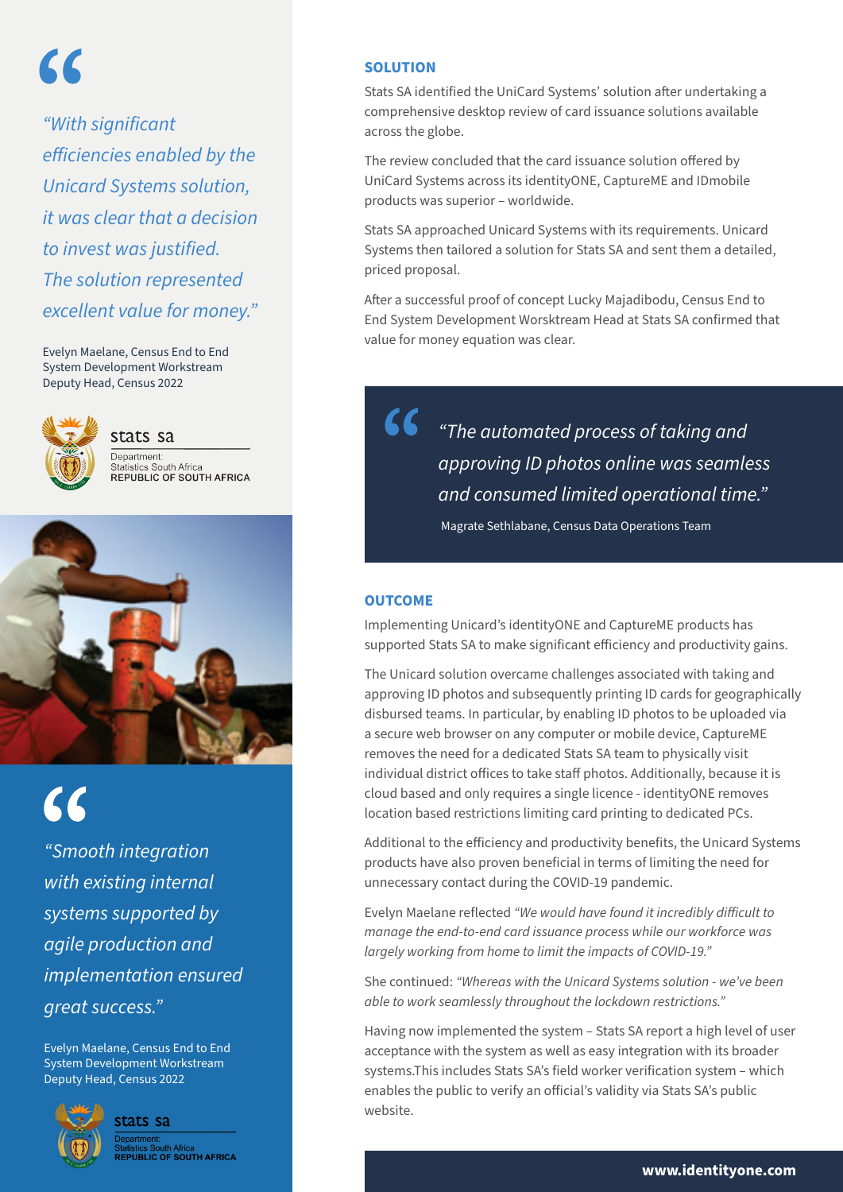> "With significant efficiencies enabled by the Unicard Systems solution, it was clear that a decision to invest was justified. The solution represented excellent value for money."

Evelyn Maelane, Census End to End System Development Workstream Deputy Head, Census 2022

stats sa
Department:
Statistics South Africa
REPUBLIC OF SOUTH AFRICA

> "Smooth integration with existing internal systems supported by agile production and implementation ensured great success."

Evelyn Maelane, Census End to End System Development Workstream Deputy Head, Census 2022

stats sa
Department:
Statistics South Africa
REPUBLIC OF SOUTH AFRICA

## SOLUTION

Stats SA identified the UniCard Systems' solution after undertaking a comprehensive desktop review of card issuance solutions available across the globe.

The review concluded that the card issuance solution offered by UniCard Systems across its identityONE, CaptureME and IDmobile products was superior – worldwide.

Stats SA approached Unicard Systems with its requirements. Unicard Systems then tailored a solution for Stats SA and sent them a detailed, priced proposal.

After a successful proof of concept Lucky Majadibodu, Census End to End System Development Worsktream Head at Stats SA confirmed that value for money equation was clear.

> "The automated process of taking and approving ID photos online was seamless and consumed limited operational time."

Magrate Sethlabane, Census Data Operations Team

## OUTCOME

Implementing Unicard's identityONE and CaptureME products has supported Stats SA to make significant efficiency and productivity gains.

The Unicard solution overcame challenges associated with taking and approving ID photos and subsequently printing ID cards for geographically disbursed teams. In particular, by enabling ID photos to be uploaded via a secure web browser on any computer or mobile device, CaptureME removes the need for a dedicated Stats SA team to physically visit individual district offices to take staff photos. Additionally, because it is cloud based and only requires a single licence - identityONE removes location based restrictions limiting card printing to dedicated PCs.

Additional to the efficiency and productivity benefits, the Unicard Systems products have also proven beneficial in terms of limiting the need for unnecessary contact during the COVID-19 pandemic.

Evelyn Maelane reflected *"We would have found it incredibly difficult to manage the end-to-end card issuance process while our workforce was largely working from home to limit the impacts of COVID-19."*

She continued: *"Whereas with the Unicard Systems solution - we've been able to work seamlessly throughout the lockdown restrictions."*

Having now implemented the system – Stats SA report a high level of user acceptance with the system as well as easy integration with its broader systems.This includes Stats SA's field worker verification system – which enables the public to verify an official's validity via Stats SA's public website.

**www.identityone.com**